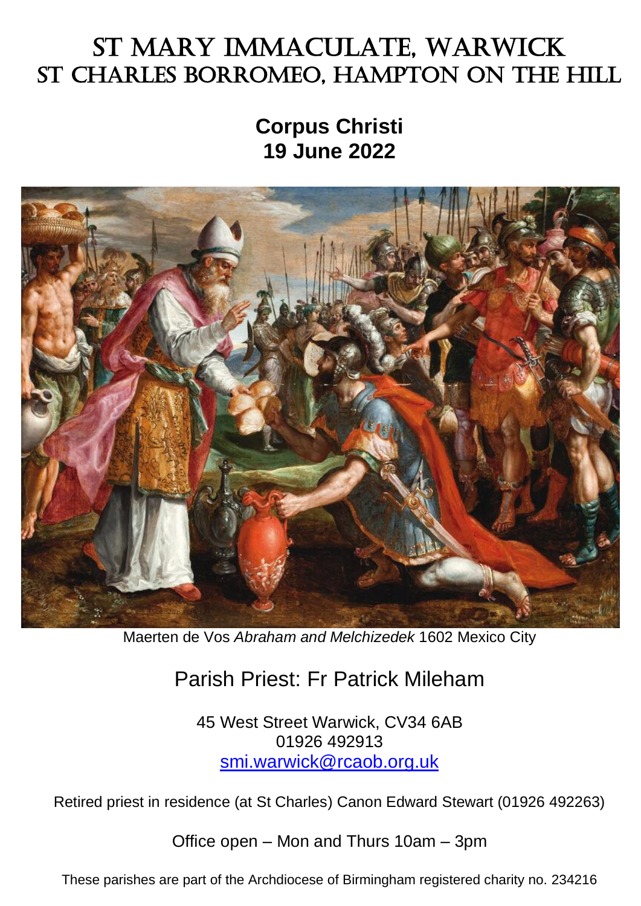# ST MARY IMMACULATE, WARWICK
# ST CHARLES BORROMEO, HAMPTON ON THE HILL

## Corpus Christi
## 19 June 2022

Maerten de Vos *Abraham and Melchizedek* 1602 Mexico City

Parish Priest: Fr Patrick Mileham

45 West Street Warwick, CV34 6AB
01926 492913
smi.warwick@rcaob.org.uk

Retired priest in residence (at St Charles) Canon Edward Stewart (01926 492263)

Office open – Mon and Thurs 10am – 3pm

These parishes are part of the Archdiocese of Birmingham registered charity no. 234216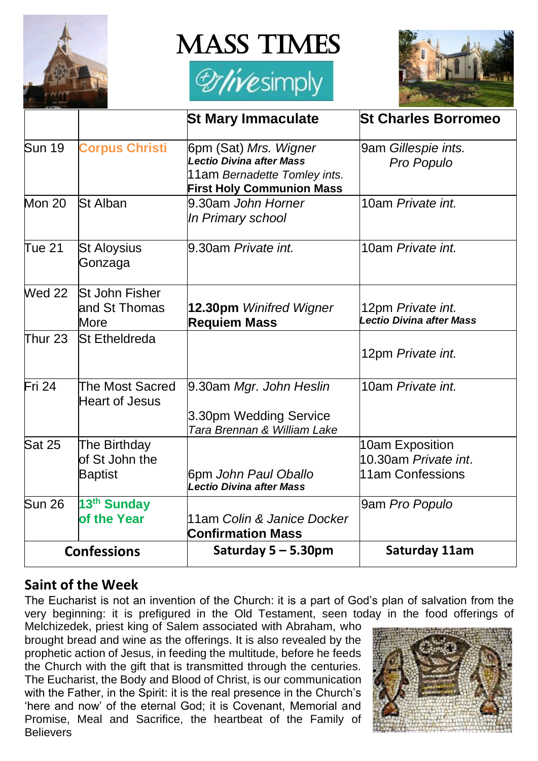# MASS TIMES

livesimply

| | | St Mary Immaculate | St Charles Borromeo |
|---|---|---|---|
| Sun 19 | **Corpus Christi** | 6pm (Sat) *Mrs. Wigner* ***Lectio Divina after Mass*** 11am *Bernadette Tomley ints.* **First Holy Communion Mass** | 9am *Gillespie ints. Pro Populo* |
| Mon 20 | St Alban | 9.30am *John Horner* *In Primary school* | 10am *Private int.* |
| Tue 21 | St Aloysius Gonzaga | 9.30am *Private int.* | 10am *Private int.* |
| Wed 22 | St John Fisher and St Thomas More | **12.30pm** *Winifred Wigner* **Requiem Mass** | 12pm *Private int.* ***Lectio Divina after Mass*** |
| Thur 23 | St Etheldreda | | 12pm *Private int.* |
| Fri 24 | The Most Sacred Heart of Jesus | 9.30am *Mgr. John Heslin* 3.30pm Wedding Service *Tara Brennan & William Lake* | 10am *Private int.* |
| Sat 25 | The Birthday of St John the Baptist | 6pm *John Paul Oballo* ***Lectio Divina after Mass*** | 10am Exposition 10.30am *Private int*. 11am Confessions |
| Sun 26 | **13th Sunday of the Year** | 11am *Colin & Janice Docker* **Confirmation Mass** | 9am *Pro Populo* |
| **Confessions** | | **Saturday 5 – 5.30pm** | **Saturday 11am** |

## Saint of the Week

The Eucharist is not an invention of the Church: it is a part of God's plan of salvation from the very beginning: it is prefigured in the Old Testament, seen today in the food offerings of Melchizedek, priest king of Salem associated with Abraham, who brought bread and wine as the offerings. It is also revealed by the prophetic action of Jesus, in feeding the multitude, before he feeds the Church with the gift that is transmitted through the centuries. The Eucharist, the Body and Blood of Christ, is our communication with the Father, in the Spirit: it is the real presence in the Church's 'here and now' of the eternal God; it is Covenant, Memorial and Promise, Meal and Sacrifice, the heartbeat of the Family of Believers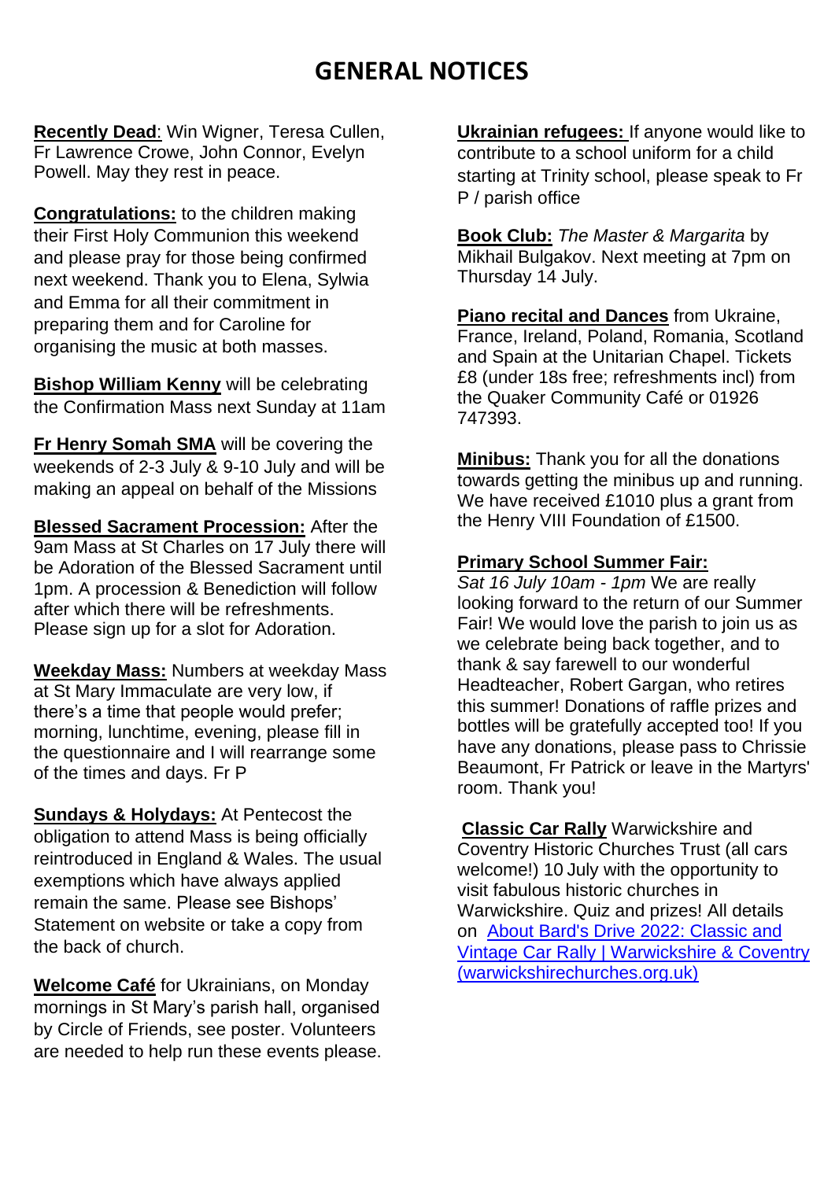# GENERAL NOTICES

**Recently Dead**: Win Wigner, Teresa Cullen, Fr Lawrence Crowe, John Connor, Evelyn Powell. May they rest in peace.

**Congratulations:** to the children making their First Holy Communion this weekend and please pray for those being confirmed next weekend. Thank you to Elena, Sylwia and Emma for all their commitment in preparing them and for Caroline for organising the music at both masses.

**Bishop William Kenny** will be celebrating the Confirmation Mass next Sunday at 11am

**Fr Henry Somah SMA** will be covering the weekends of 2-3 July & 9-10 July and will be making an appeal on behalf of the Missions

**Blessed Sacrament Procession:** After the 9am Mass at St Charles on 17 July there will be Adoration of the Blessed Sacrament until 1pm. A procession & Benediction will follow after which there will be refreshments. Please sign up for a slot for Adoration.

**Weekday Mass:** Numbers at weekday Mass at St Mary Immaculate are very low, if there's a time that people would prefer; morning, lunchtime, evening, please fill in the questionnaire and I will rearrange some of the times and days. Fr P

**Sundays & Holydays:** At Pentecost the obligation to attend Mass is being officially reintroduced in England & Wales. The usual exemptions which have always applied remain the same. Please see Bishops' Statement on website or take a copy from the back of church.

**Welcome Café** for Ukrainians, on Monday mornings in St Mary's parish hall, organised by Circle of Friends, see poster. Volunteers are needed to help run these events please.

**Ukrainian refugees:** If anyone would like to contribute to a school uniform for a child starting at Trinity school, please speak to Fr P / parish office

**Book Club:** *The Master & Margarita* by Mikhail Bulgakov. Next meeting at 7pm on Thursday 14 July.

**Piano recital and Dances** from Ukraine, France, Ireland, Poland, Romania, Scotland and Spain at the Unitarian Chapel. Tickets £8 (under 18s free; refreshments incl) from the Quaker Community Café or 01926 747393.

**Minibus:** Thank you for all the donations towards getting the minibus up and running. We have received £1010 plus a grant from the Henry VIII Foundation of £1500.

**Primary School Summer Fair:**
*Sat 16 July 10am - 1pm* We are really looking forward to the return of our Summer Fair! We would love the parish to join us as we celebrate being back together, and to thank & say farewell to our wonderful Headteacher, Robert Gargan, who retires this summer! Donations of raffle prizes and bottles will be gratefully accepted too! If you have any donations, please pass to Chrissie Beaumont, Fr Patrick or leave in the Martyrs' room. Thank you!

**Classic Car Rally** Warwickshire and Coventry Historic Churches Trust (all cars welcome!) 10 July with the opportunity to visit fabulous historic churches in Warwickshire. Quiz and prizes! All details on [About Bard's Drive 2022: Classic and Vintage Car Rally | Warwickshire & Coventry (warwickshirechurches.org.uk)]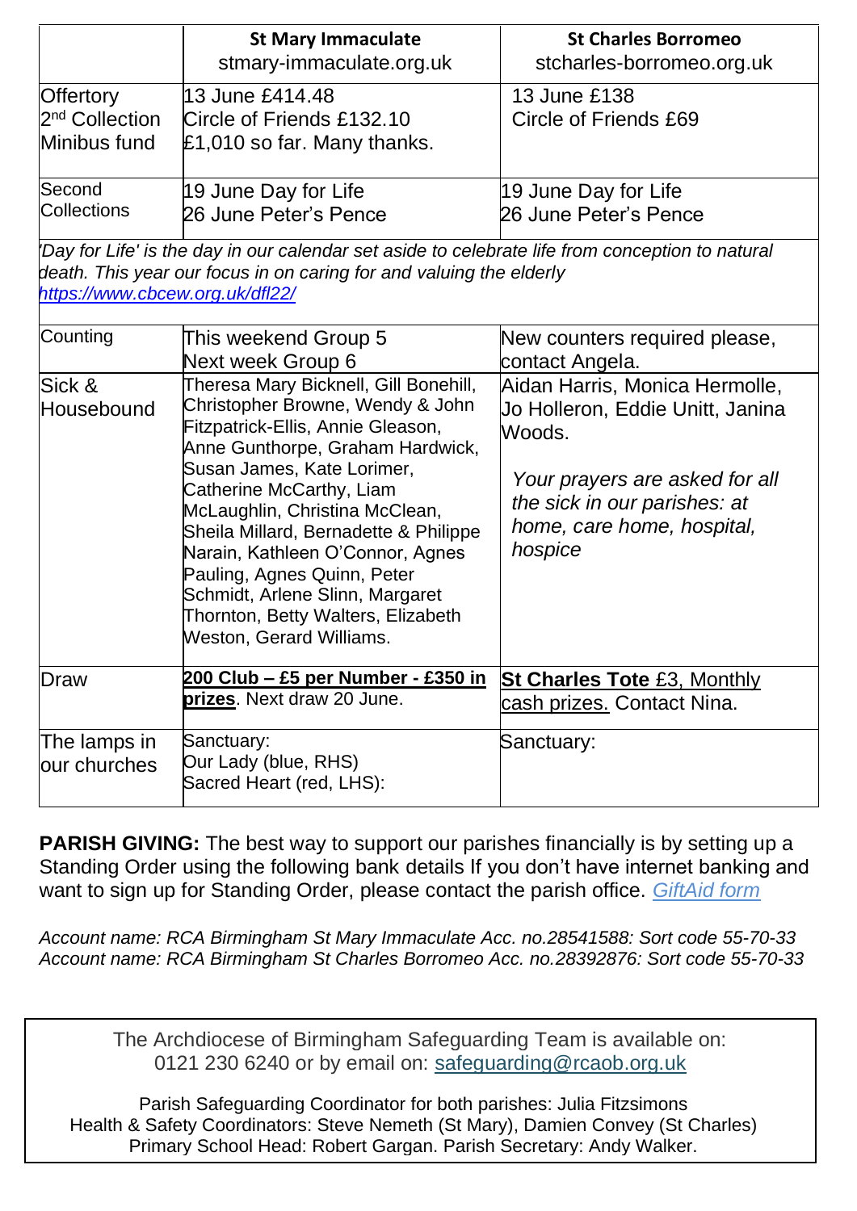| | **St Mary Immaculate** stmary-immaculate.org.uk | **St Charles Borromeo** stcharles-borromeo.org.uk |
|---|---|---|
| Offertory<br>2nd Collection<br>Minibus fund | 13 June £414.48<br>Circle of Friends £132.10<br>£1,010 so far. Many thanks. | 13 June £138<br>Circle of Friends £69 |
| Second Collections | 19 June Day for Life<br>26 June Peter's Pence | 19 June Day for Life<br>26 June Peter's Pence |

*'Day for Life' is the day in our calendar set aside to celebrate life from conception to natural death. This year our focus in on caring for and valuing the elderly* *https://www.cbcew.org.uk/dfl22/*

| | | |
|---|---|---|
| Counting | This weekend Group 5<br>Next week Group 6 | New counters required please, contact Angela. |
| Sick & Housebound | Theresa Mary Bicknell, Gill Bonehill, Christopher Browne, Wendy & John Fitzpatrick-Ellis, Annie Gleason, Anne Gunthorpe, Graham Hardwick, Susan James, Kate Lorimer, Catherine McCarthy, Liam McLaughlin, Christina McClean, Sheila Millard, Bernadette & Philippe Narain, Kathleen O'Connor, Agnes Pauling, Agnes Quinn, Peter Schmidt, Arlene Slinn, Margaret Thornton, Betty Walters, Elizabeth Weston, Gerard Williams. | Aidan Harris, Monica Hermolle, Jo Holleron, Eddie Unitt, Janina Woods.<br><br>*Your prayers are asked for all the sick in our parishes: at home, care home, hospital, hospice* |
| Draw | **200 Club – £5 per Number - £350 in prizes**. Next draw 20 June. | **St Charles Tote** £3, Monthly cash prizes. Contact Nina. |
| The lamps in our churches | Sanctuary:<br>Our Lady (blue, RHS)<br>Sacred Heart (red, LHS): | Sanctuary: |

**PARISH GIVING:** The best way to support our parishes financially is by setting up a Standing Order using the following bank details If you don't have internet banking and want to sign up for Standing Order, please contact the parish office. *GiftAid form*

*Account name: RCA Birmingham St Mary Immaculate Acc. no.28541588: Sort code 55-70-33*
*Account name: RCA Birmingham St Charles Borromeo Acc. no.28392876: Sort code 55-70-33*

The Archdiocese of Birmingham Safeguarding Team is available on:
0121 230 6240 or by email on: safeguarding@rcaob.org.uk

Parish Safeguarding Coordinator for both parishes: Julia Fitzsimons
Health & Safety Coordinators: Steve Nemeth (St Mary), Damien Convey (St Charles)
Primary School Head: Robert Gargan. Parish Secretary: Andy Walker.